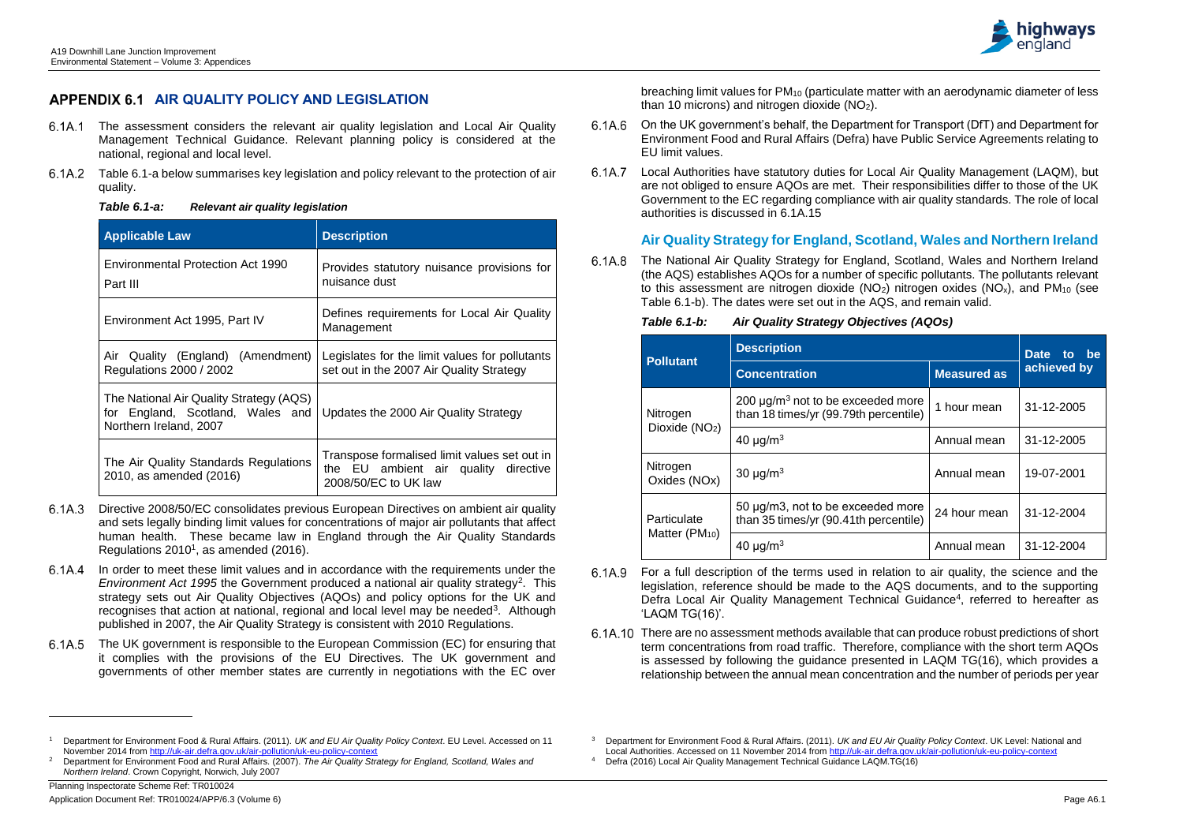# APPENDIX 6.1 AIR QUALITY POLICY AND LEGISLATION

6.1A.1 The assessment considers the relevant air quality legislation and Local Air Quality Management Technical Guidance. Relevant planning policy is considered at the national, regional and local level.

6.1A.2 Table 6.1-a below summarises key legislation and policy relevant to the protection of air quality.

*Table 6.1-a: Relevant air quality legislation*

| Applicable Law | Description |
|---|---|
| Environmental Protection Act 1990 Part III | Provides statutory nuisance provisions for nuisance dust |
| Environment Act 1995, Part IV | Defines requirements for Local Air Quality Management |
| Air Quality (England) (Amendment) Regulations 2000 / 2002 | Legislates for the limit values for pollutants set out in the 2007 Air Quality Strategy |
| The National Air Quality Strategy (AQS) for England, Scotland, Wales and Northern Ireland, 2007 | Updates the 2000 Air Quality Strategy |
| The Air Quality Standards Regulations 2010, as amended (2016) | Transpose formalised limit values set out in the EU ambient air quality directive 2008/50/EC to UK law |

6.1A.3 Directive 2008/50/EC consolidates previous European Directives on ambient air quality and sets legally binding limit values for concentrations of major air pollutants that affect human health. These became law in England through the Air Quality Standards Regulations 2010[1], as amended (2016).

6.1A.4 In order to meet these limit values and in accordance with the requirements under the *Environment Act 1995* the Government produced a national air quality strategy[2]. This strategy sets out Air Quality Objectives (AQOs) and policy options for the UK and recognises that action at national, regional and local level may be needed[3]. Although published in 2007, the Air Quality Strategy is consistent with 2010 Regulations.

6.1A.5 The UK government is responsible to the European Commission (EC) for ensuring that it complies with the provisions of the EU Directives. The UK government and governments of other member states are currently in negotiations with the EC over breaching limit values for $PM_{10}$ (particulate matter with an aerodynamic diameter of less than 10 microns) and nitrogen dioxide ($NO_2$).

6.1A.6 On the UK government's behalf, the Department for Transport (DfT) and Department for Environment Food and Rural Affairs (Defra) have Public Service Agreements relating to EU limit values.

6.1A.7 Local Authorities have statutory duties for Local Air Quality Management (LAQM), but are not obliged to ensure AQOs are met. Their responsibilities differ to those of the UK Government to the EC regarding compliance with air quality standards. The role of local authorities is discussed in 6.1A.15

## Air Quality Strategy for England, Scotland, Wales and Northern Ireland

6.1A.8 The National Air Quality Strategy for England, Scotland, Wales and Northern Ireland (the AQS) establishes AQOs for a number of specific pollutants. The pollutants relevant to this assessment are nitrogen dioxide ($NO_2$) nitrogen oxides ($NO_x$), and $PM_{10}$ (see Table 6.1-b). The dates were set out in the AQS, and remain valid.

*Table 6.1-b: Air Quality Strategy Objectives (AQOs)*

| Pollutant | Description | | Date to be achieved by |
|---|---|---|---|
| | Concentration | Measured as | |
| Nitrogen Dioxide ($NO_2$) | 200 $\mu g/m^3$ not to be exceeded more than 18 times/yr (99.79th percentile) | 1 hour mean | 31-12-2005 |
| | 40 $\mu g/m^3$ | Annual mean | 31-12-2005 |
| Nitrogen Oxides (NOx) | 30 $\mu g/m^3$ | Annual mean | 19-07-2001 |
| Particulate Matter ($PM_{10}$) | 50 μg/m3, not to be exceeded more than 35 times/yr (90.41th percentile) | 24 hour mean | 31-12-2004 |
| | 40 $\mu g/m^3$ | Annual mean | 31-12-2004 |

6.1A.9 For a full description of the terms used in relation to air quality, the science and the legislation, reference should be made to the AQS documents, and to the supporting Defra Local Air Quality Management Technical Guidance[4], referred to hereafter as 'LAQM TG(16)'.

6.1A.10 There are no assessment methods available that can produce robust predictions of short term concentrations from road traffic. Therefore, compliance with the short term AQOs is assessed by following the guidance presented in LAQM TG(16), which provides a relationship between the annual mean concentration and the number of periods per year

---

[1] Department for Environment Food & Rural Affairs. (2011). *UK and EU Air Quality Policy Context*. EU Level. Accessed on 11 November 2014 from http://uk-air.defra.gov.uk/air-pollution/uk-eu-policy-context

[2] Department for Environment Food and Rural Affairs. (2007). *The Air Quality Strategy for England, Scotland, Wales and Northern Ireland*. Crown Copyright, Norwich, July 2007

[3] Department for Environment Food & Rural Affairs. (2011). *UK and EU Air Quality Policy Context*. UK Level: National and Local Authorities. Accessed on 11 November 2014 from http://uk-air.defra.gov.uk/air-pollution/uk-eu-policy-context

[4] Defra (2016) Local Air Quality Management Technical Guidance LAQM.TG(16)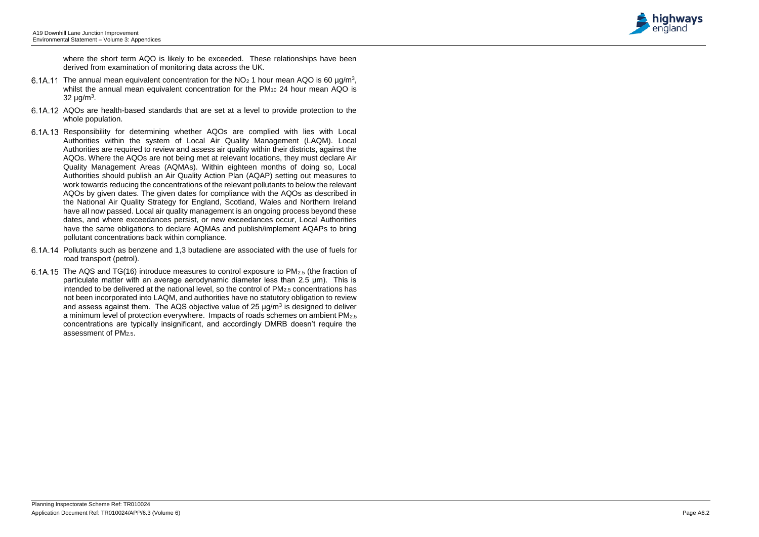where the short term AQO is likely to be exceeded. These relationships have been derived from examination of monitoring data across the UK.

6.1A.11 The annual mean equivalent concentration for the $NO_2$ 1 hour mean AQO is 60 µg/m$^3$, whilst the annual mean equivalent concentration for the $PM_{10}$ 24 hour mean AQO is 32 µg/m$^3$.

6.1A.12 AQOs are health-based standards that are set at a level to provide protection to the whole population.

6.1A.13 Responsibility for determining whether AQOs are complied with lies with Local Authorities within the system of Local Air Quality Management (LAQM). Local Authorities are required to review and assess air quality within their districts, against the AQOs. Where the AQOs are not being met at relevant locations, they must declare Air Quality Management Areas (AQMAs). Within eighteen months of doing so, Local Authorities should publish an Air Quality Action Plan (AQAP) setting out measures to work towards reducing the concentrations of the relevant pollutants to below the relevant AQOs by given dates. The given dates for compliance with the AQOs as described in the National Air Quality Strategy for England, Scotland, Wales and Northern Ireland have all now passed. Local air quality management is an ongoing process beyond these dates, and where exceedances persist, or new exceedances occur, Local Authorities have the same obligations to declare AQMAs and publish/implement AQAPs to bring pollutant concentrations back within compliance.

6.1A.14 Pollutants such as benzene and 1,3 butadiene are associated with the use of fuels for road transport (petrol).

6.1A.15 The AQS and TG(16) introduce measures to control exposure to $PM_{2.5}$ (the fraction of particulate matter with an average aerodynamic diameter less than 2.5 µm). This is intended to be delivered at the national level, so the control of $PM_{2.5}$ concentrations has not been incorporated into LAQM, and authorities have no statutory obligation to review and assess against them. The AQS objective value of 25 µg/m$^3$ is designed to deliver a minimum level of protection everywhere. Impacts of roads schemes on ambient $PM_{2.5}$ concentrations are typically insignificant, and accordingly DMRB doesn't require the assessment of $PM_{2.5}$.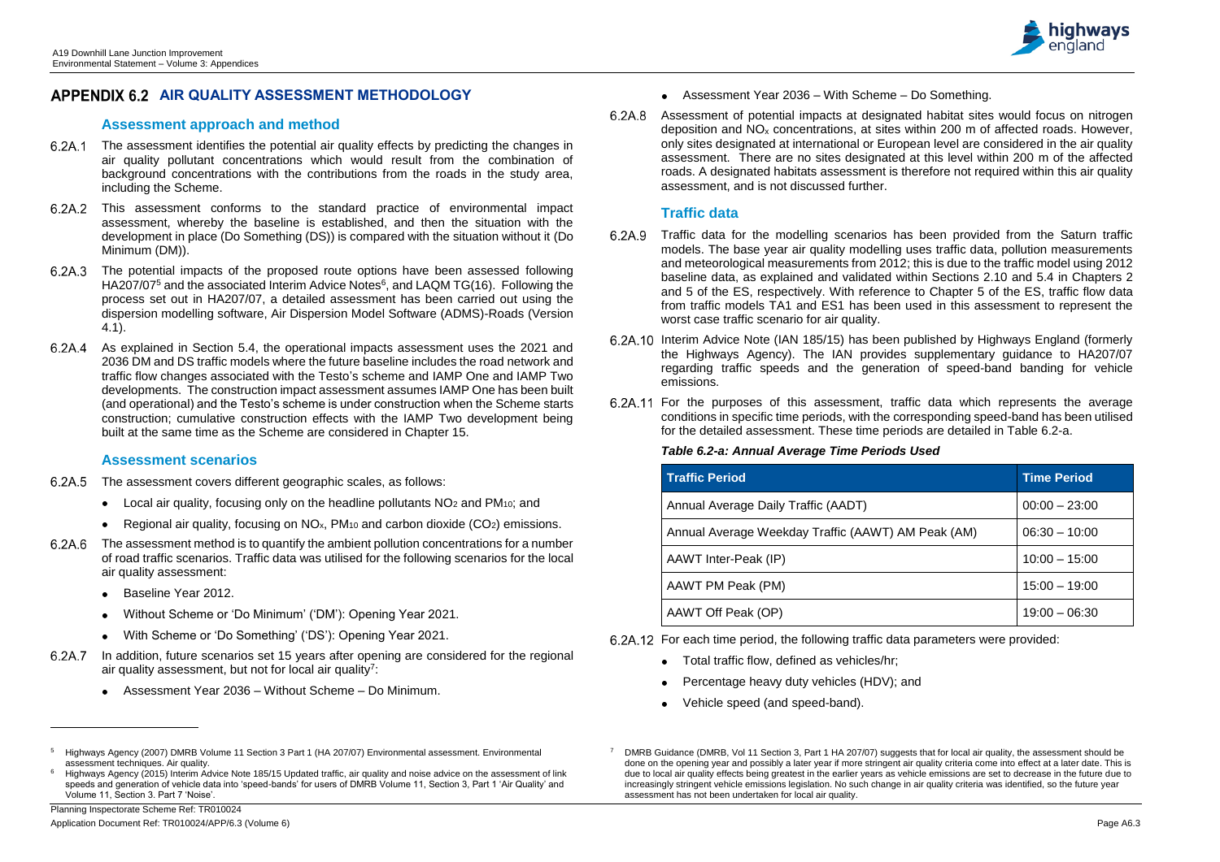# APPENDIX 6.2 AIR QUALITY ASSESSMENT METHODOLOGY

## Assessment approach and method

6.2A.1 The assessment identifies the potential air quality effects by predicting the changes in air quality pollutant concentrations which would result from the combination of background concentrations with the contributions from the roads in the study area, including the Scheme.

6.2A.2 This assessment conforms to the standard practice of environmental impact assessment, whereby the baseline is established, and then the situation with the development in place (Do Something (DS)) is compared with the situation without it (Do Minimum (DM)).

6.2A.3 The potential impacts of the proposed route options have been assessed following HA207/07[5] and the associated Interim Advice Notes[6], and LAQM TG(16). Following the process set out in HA207/07, a detailed assessment has been carried out using the dispersion modelling software, Air Dispersion Model Software (ADMS)-Roads (Version 4.1).

6.2A.4 As explained in Section 5.4, the operational impacts assessment uses the 2021 and 2036 DM and DS traffic models where the future baseline includes the road network and traffic flow changes associated with the Testo's scheme and IAMP One and IAMP Two developments. The construction impact assessment assumes IAMP One has been built (and operational) and the Testo's scheme is under construction when the Scheme starts construction; cumulative construction effects with the IAMP Two development being built at the same time as the Scheme are considered in Chapter 15.

## Assessment scenarios

6.2A.5 The assessment covers different geographic scales, as follows:

- Local air quality, focusing only on the headline pollutants $NO_2$ and $PM_{10}$; and
- Regional air quality, focusing on $NO_x$, $PM_{10}$ and carbon dioxide ($CO_2$) emissions.

6.2A.6 The assessment method is to quantify the ambient pollution concentrations for a number of road traffic scenarios. Traffic data was utilised for the following scenarios for the local air quality assessment:

- Baseline Year 2012.
- Without Scheme or 'Do Minimum' ('DM'): Opening Year 2021.
- With Scheme or 'Do Something' ('DS'): Opening Year 2021.

6.2A.7 In addition, future scenarios set 15 years after opening are considered for the regional air quality assessment, but not for local air quality[7]:

- Assessment Year 2036 – Without Scheme – Do Minimum.
- Assessment Year 2036 – With Scheme – Do Something.

6.2A.8 Assessment of potential impacts at designated habitat sites would focus on nitrogen deposition and $NO_x$ concentrations, at sites within 200 m of affected roads. However, only sites designated at international or European level are considered in the air quality assessment. There are no sites designated at this level within 200 m of the affected roads. A designated habitats assessment is therefore not required within this air quality assessment, and is not discussed further.

## Traffic data

6.2A.9 Traffic data for the modelling scenarios has been provided from the Saturn traffic models. The base year air quality modelling uses traffic data, pollution measurements and meteorological measurements from 2012; this is due to the traffic model using 2012 baseline data, as explained and validated within Sections 2.10 and 5.4 in Chapters 2 and 5 of the ES, respectively. With reference to Chapter 5 of the ES, traffic flow data from traffic models TA1 and ES1 has been used in this assessment to represent the worst case traffic scenario for air quality.

6.2A.10 Interim Advice Note (IAN 185/15) has been published by Highways England (formerly the Highways Agency). The IAN provides supplementary guidance to HA207/07 regarding traffic speeds and the generation of speed-band banding for vehicle emissions.

6.2A.11 For the purposes of this assessment, traffic data which represents the average conditions in specific time periods, with the corresponding speed-band has been utilised for the detailed assessment. These time periods are detailed in Table 6.2-a.

***Table 6.2-a: Annual Average Time Periods Used***

| Traffic Period | Time Period |
|---|---|
| Annual Average Daily Traffic (AADT) | 00:00 – 23:00 |
| Annual Average Weekday Traffic (AAWT) AM Peak (AM) | 06:30 – 10:00 |
| AAWT Inter-Peak (IP) | 10:00 – 15:00 |
| AAWT PM Peak (PM) | 15:00 – 19:00 |
| AAWT Off Peak (OP) | 19:00 – 06:30 |

6.2A.12 For each time period, the following traffic data parameters were provided:

- Total traffic flow, defined as vehicles/hr;
- Percentage heavy duty vehicles (HDV); and
- Vehicle speed (and speed-band).

---

[5] Highways Agency (2007) DMRB Volume 11 Section 3 Part 1 (HA 207/07) Environmental assessment. Environmental assessment techniques. Air quality.

[6] Highways Agency (2015) Interim Advice Note 185/15 Updated traffic, air quality and noise advice on the assessment of link speeds and generation of vehicle data into 'speed-bands' for users of DMRB Volume 11, Section 3, Part 1 'Air Quality' and Volume 11, Section 3. Part 7 'Noise'.

[7] DMRB Guidance (DMRB, Vol 11 Section 3, Part 1 HA 207/07) suggests that for local air quality, the assessment should be done on the opening year and possibly a later year if more stringent air quality criteria come into effect at a later date. This is due to local air quality effects being greatest in the earlier years as vehicle emissions are set to decrease in the future due to increasingly stringent vehicle emissions legislation. No such change in air quality criteria was identified, so the future year assessment has not been undertaken for local air quality.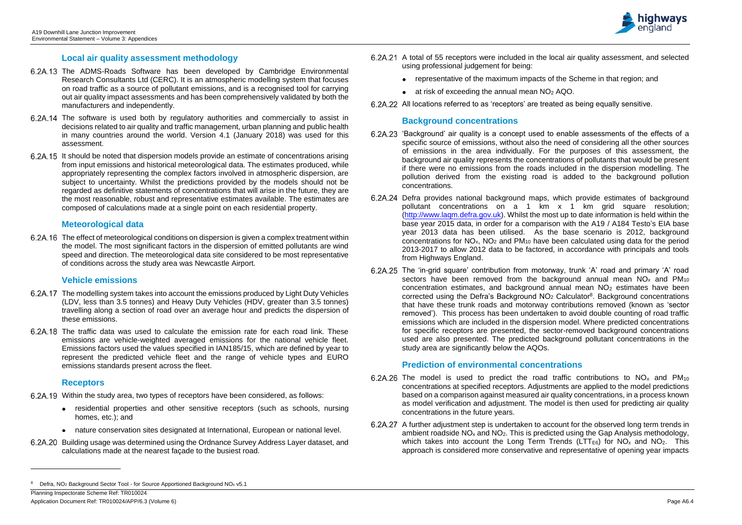### Local air quality assessment methodology

6.2A.13 The ADMS-Roads Software has been developed by Cambridge Environmental Research Consultants Ltd (CERC). It is an atmospheric modelling system that focuses on road traffic as a source of pollutant emissions, and is a recognised tool for carrying out air quality impact assessments and has been comprehensively validated by both the manufacturers and independently.

6.2A.14 The software is used both by regulatory authorities and commercially to assist in decisions related to air quality and traffic management, urban planning and public health in many countries around the world. Version 4.1 (January 2018) was used for this assessment.

6.2A.15 It should be noted that dispersion models provide an estimate of concentrations arising from input emissions and historical meteorological data. The estimates produced, while appropriately representing the complex factors involved in atmospheric dispersion, are subject to uncertainty. Whilst the predictions provided by the models should not be regarded as definitive statements of concentrations that will arise in the future, they are the most reasonable, robust and representative estimates available. The estimates are composed of calculations made at a single point on each residential property.

### Meteorological data

6.2A.16 The effect of meteorological conditions on dispersion is given a complex treatment within the model. The most significant factors in the dispersion of emitted pollutants are wind speed and direction. The meteorological data site considered to be most representative of conditions across the study area was Newcastle Airport.

### Vehicle emissions

6.2A.17 The modelling system takes into account the emissions produced by Light Duty Vehicles (LDV, less than 3.5 tonnes) and Heavy Duty Vehicles (HDV, greater than 3.5 tonnes) travelling along a section of road over an average hour and predicts the dispersion of these emissions.

6.2A.18 The traffic data was used to calculate the emission rate for each road link. These emissions are vehicle-weighted averaged emissions for the national vehicle fleet. Emissions factors used the values specified in IAN185/15, which are defined by year to represent the predicted vehicle fleet and the range of vehicle types and EURO emissions standards present across the fleet.

### Receptors

6.2A.19 Within the study area, two types of receptors have been considered, as follows:

- residential properties and other sensitive receptors (such as schools, nursing homes, etc.); and
- nature conservation sites designated at International, European or national level.

6.2A.20 Building usage was determined using the Ordnance Survey Address Layer dataset, and calculations made at the nearest façade to the busiest road.

6.2A.21 A total of 55 receptors were included in the local air quality assessment, and selected using professional judgement for being:

- representative of the maximum impacts of the Scheme in that region; and
- at risk of exceeding the annual mean $NO_2$ AQO.

6.2A.22 All locations referred to as 'receptors' are treated as being equally sensitive.

### Background concentrations

6.2A.23 'Background' air quality is a concept used to enable assessments of the effects of a specific source of emissions, without also the need of considering all the other sources of emissions in the area individually. For the purposes of this assessment, the background air quality represents the concentrations of pollutants that would be present if there were no emissions from the roads included in the dispersion modelling. The pollution derived from the existing road is added to the background pollution concentrations.

6.2A.24 Defra provides national background maps, which provide estimates of background pollutant concentrations on a 1 km x 1 km grid square resolution; (http://www.laqm.defra.gov.uk). Whilst the most up to date information is held within the base year 2015 data, in order for a comparison with the A19 / A184 Testo's EIA base year 2013 data has been utilised. As the base scenario is 2012, background concentrations for $NO_x$, $NO_2$ and $PM_{10}$ have been calculated using data for the period 2013-2017 to allow 2012 data to be factored, in accordance with principals and tools from Highways England.

6.2A.25 The 'in-grid square' contribution from motorway, trunk 'A' road and primary 'A' road sectors have been removed from the background annual mean $NO_x$ and $PM_{10}$ concentration estimates, and background annual mean $NO_2$ estimates have been corrected using the Defra's Background $NO_2$ Calculator[8]. Background concentrations that have these trunk roads and motorway contributions removed (known as 'sector removed'). This process has been undertaken to avoid double counting of road traffic emissions which are included in the dispersion model. Where predicted concentrations for specific receptors are presented, the sector-removed background concentrations used are also presented. The predicted background pollutant concentrations in the study area are significantly below the AQOs.

### Prediction of environmental concentrations

6.2A.26 The model is used to predict the road traffic contributions to $NO_x$ and $PM_{10}$ concentrations at specified receptors. Adjustments are applied to the model predictions based on a comparison against measured air quality concentrations, in a process known as model verification and adjustment. The model is then used for predicting air quality concentrations in the future years.

6.2A.27 A further adjustment step is undertaken to account for the observed long term trends in ambient roadside $NO_x$ and $NO_2$. This is predicted using the Gap Analysis methodology, which takes into account the Long Term Trends ($LTT_{E6}$) for $NO_x$ and $NO_2$. This approach is considered more conservative and representative of opening year impacts

---

[8] Defra, $NO_2$ Background Sector Tool - for Source Apportioned Background $NO_x$ v5.1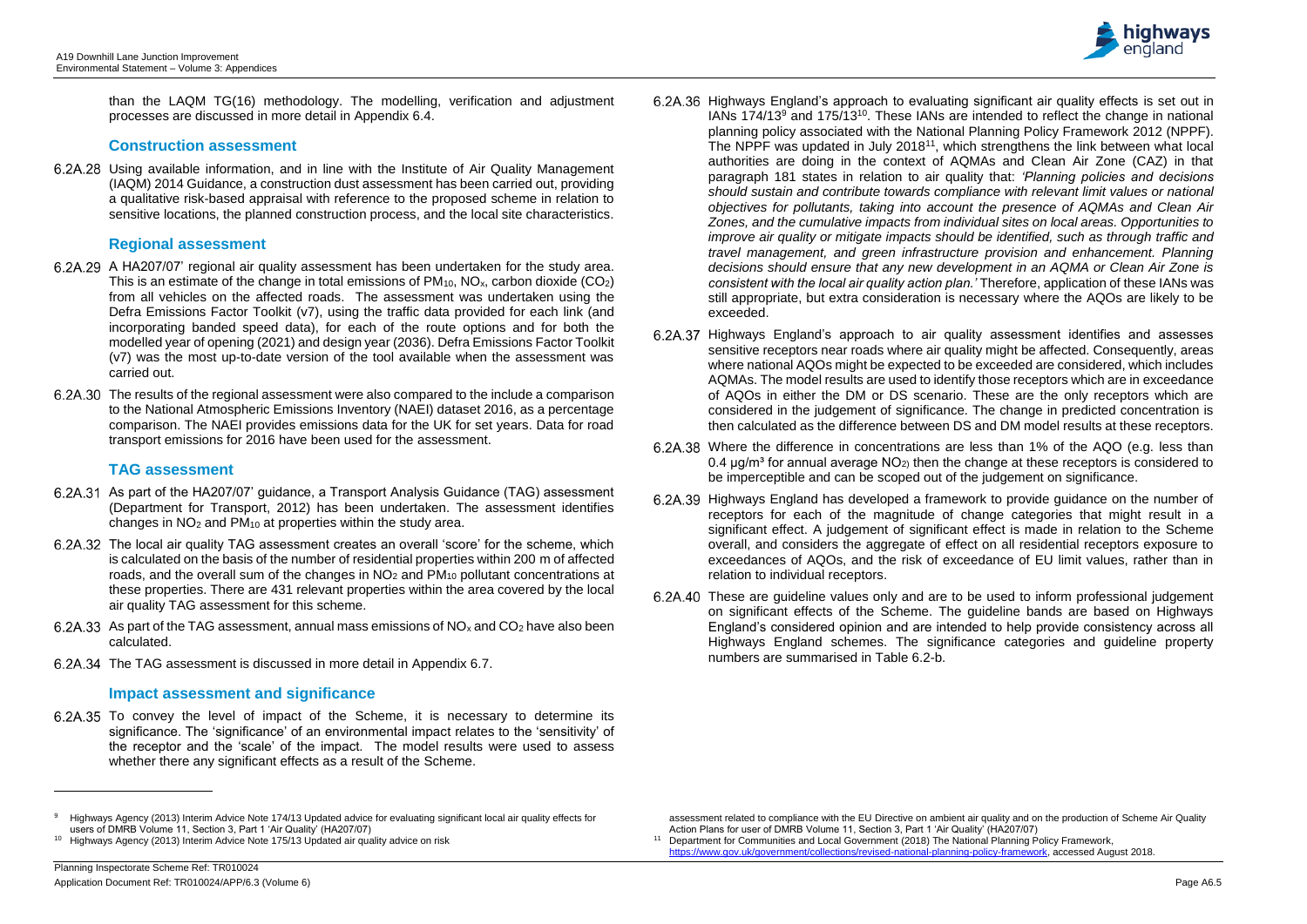than the LAQM TG(16) methodology. The modelling, verification and adjustment processes are discussed in more detail in Appendix 6.4.

### Construction assessment

6.2A.28 Using available information, and in line with the Institute of Air Quality Management (IAQM) 2014 Guidance, a construction dust assessment has been carried out, providing a qualitative risk-based appraisal with reference to the proposed scheme in relation to sensitive locations, the planned construction process, and the local site characteristics.

### Regional assessment

6.2A.29 A HA207/07' regional air quality assessment has been undertaken for the study area. This is an estimate of the change in total emissions of $PM_{10}$, $NO_x$, carbon dioxide ($CO_2$) from all vehicles on the affected roads. The assessment was undertaken using the Defra Emissions Factor Toolkit (v7), using the traffic data provided for each link (and incorporating banded speed data), for each of the route options and for both the modelled year of opening (2021) and design year (2036). Defra Emissions Factor Toolkit (v7) was the most up-to-date version of the tool available when the assessment was carried out.

6.2A.30 The results of the regional assessment were also compared to the include a comparison to the National Atmospheric Emissions Inventory (NAEI) dataset 2016, as a percentage comparison. The NAEI provides emissions data for the UK for set years. Data for road transport emissions for 2016 have been used for the assessment.

### TAG assessment

6.2A.31 As part of the HA207/07' guidance, a Transport Analysis Guidance (TAG) assessment (Department for Transport, 2012) has been undertaken. The assessment identifies changes in $NO_2$ and $PM_{10}$ at properties within the study area.

6.2A.32 The local air quality TAG assessment creates an overall 'score' for the scheme, which is calculated on the basis of the number of residential properties within 200 m of affected roads, and the overall sum of the changes in $NO_2$ and $PM_{10}$ pollutant concentrations at these properties. There are 431 relevant properties within the area covered by the local air quality TAG assessment for this scheme.

6.2A.33 As part of the TAG assessment, annual mass emissions of $NO_x$ and $CO_2$ have also been calculated.

6.2A.34 The TAG assessment is discussed in more detail in Appendix 6.7.

### Impact assessment and significance

6.2A.35 To convey the level of impact of the Scheme, it is necessary to determine its significance. The 'significance' of an environmental impact relates to the 'sensitivity' of the receptor and the 'scale' of the impact. The model results were used to assess whether there any significant effects as a result of the Scheme.

6.2A.36 Highways England's approach to evaluating significant air quality effects is set out in IANs 174/13[9] and 175/13[10]. These IANs are intended to reflect the change in national planning policy associated with the National Planning Policy Framework 2012 (NPPF). The NPPF was updated in July 2018[11], which strengthens the link between what local authorities are doing in the context of AQMAs and Clean Air Zone (CAZ) in that paragraph 181 states in relation to air quality that: *'Planning policies and decisions should sustain and contribute towards compliance with relevant limit values or national objectives for pollutants, taking into account the presence of AQMAs and Clean Air Zones, and the cumulative impacts from individual sites on local areas. Opportunities to improve air quality or mitigate impacts should be identified, such as through traffic and travel management, and green infrastructure provision and enhancement. Planning decisions should ensure that any new development in an AQMA or Clean Air Zone is consistent with the local air quality action plan.'* Therefore, application of these IANs was still appropriate, but extra consideration is necessary where the AQOs are likely to be exceeded.

6.2A.37 Highways England's approach to air quality assessment identifies and assesses sensitive receptors near roads where air quality might be affected. Consequently, areas where national AQOs might be expected to be exceeded are considered, which includes AQMAs. The model results are used to identify those receptors which are in exceedance of AQOs in either the DM or DS scenario. These are the only receptors which are considered in the judgement of significance. The change in predicted concentration is then calculated as the difference between DS and DM model results at these receptors.

6.2A.38 Where the difference in concentrations are less than 1% of the AQO (e.g. less than 0.4 µg/m³ for annual average $NO_2$) then the change at these receptors is considered to be imperceptible and can be scoped out of the judgement on significance.

6.2A.39 Highways England has developed a framework to provide guidance on the number of receptors for each of the magnitude of change categories that might result in a significant effect. A judgement of significant effect is made in relation to the Scheme overall, and considers the aggregate of effect on all residential receptors exposure to exceedances of AQOs, and the risk of exceedance of EU limit values, rather than in relation to individual receptors.

6.2A.40 These are guideline values only and are to be used to inform professional judgement on significant effects of the Scheme. The guideline bands are based on Highways England's considered opinion and are intended to help provide consistency across all Highways England schemes. The significance categories and guideline property numbers are summarised in Table 6.2-b.

---

[9] Highways Agency (2013) Interim Advice Note 174/13 Updated advice for evaluating significant local air quality effects for users of DMRB Volume 11, Section 3, Part 1 'Air Quality' (HA207/07)

[10] Highways Agency (2013) Interim Advice Note 175/13 Updated air quality advice on risk assessment related to compliance with the EU Directive on ambient air quality and on the production of Scheme Air Quality Action Plans for user of DMRB Volume 11, Section 3, Part 1 'Air Quality' (HA207/07)

[11] Department for Communities and Local Government (2018) The National Planning Policy Framework, https://www.gov.uk/government/collections/revised-national-planning-policy-framework, accessed August 2018.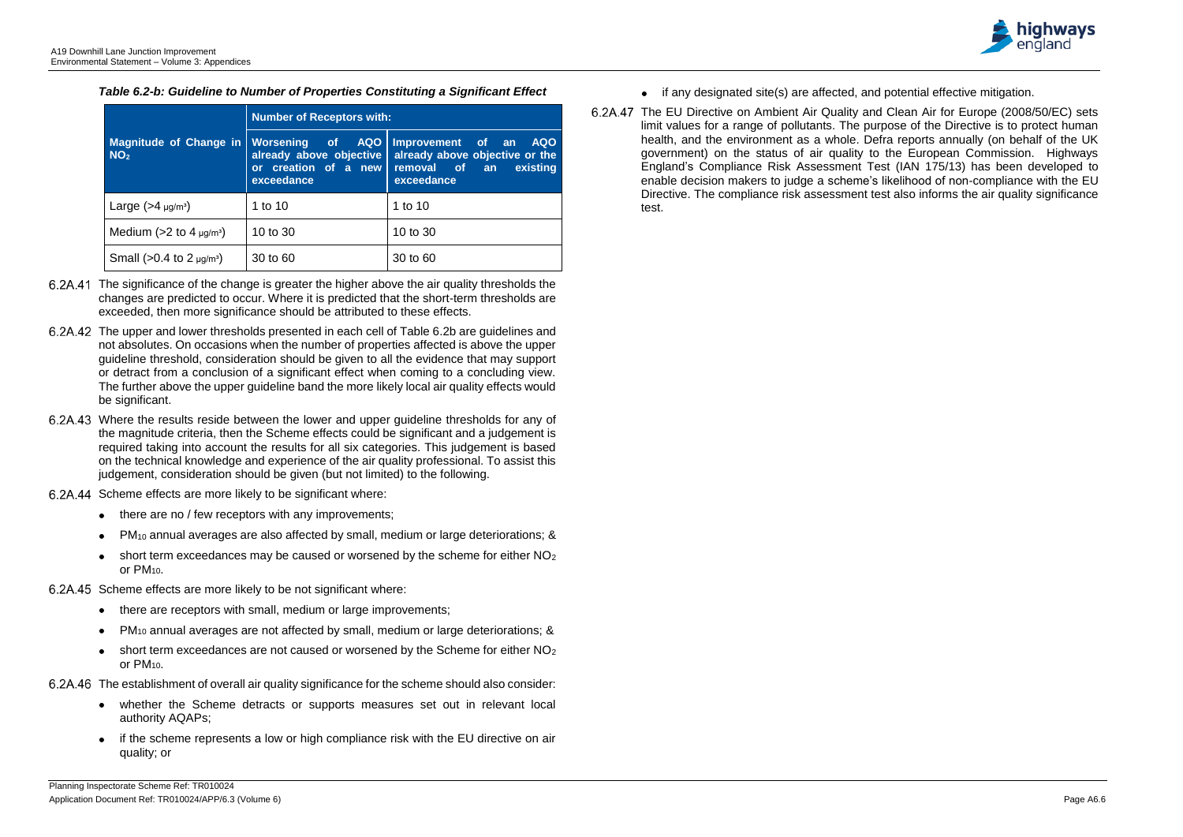*Table 6.2-b: Guideline to Number of Properties Constituting a Significant Effect*

| Magnitude of Change in $NO_2$ | Number of Receptors with: | |
|---|---|---|
| | Worsening of AQO already above objective or creation of a new exceedance | Improvement of an AQO already above objective or the removal of an existing exceedance |
| Large (>4 μg/m³) | 1 to 10 | 1 to 10 |
| Medium (>2 to 4 μg/m³) | 10 to 30 | 10 to 30 |
| Small (>0.4 to 2 μg/m³) | 30 to 60 | 30 to 60 |

6.2A.41 The significance of the change is greater the higher above the air quality thresholds the changes are predicted to occur. Where it is predicted that the short-term thresholds are exceeded, then more significance should be attributed to these effects.

6.2A.42 The upper and lower thresholds presented in each cell of Table 6.2b are guidelines and not absolutes. On occasions when the number of properties affected is above the upper guideline threshold, consideration should be given to all the evidence that may support or detract from a conclusion of a significant effect when coming to a concluding view. The further above the upper guideline band the more likely local air quality effects would be significant.

6.2A.43 Where the results reside between the lower and upper guideline thresholds for any of the magnitude criteria, then the Scheme effects could be significant and a judgement is required taking into account the results for all six categories. This judgement is based on the technical knowledge and experience of the air quality professional. To assist this judgement, consideration should be given (but not limited) to the following.

6.2A.44 Scheme effects are more likely to be significant where:

- there are no / few receptors with any improvements;
- $PM_{10}$ annual averages are also affected by small, medium or large deteriorations; &
- short term exceedances may be caused or worsened by the scheme for either $NO_2$ or $PM_{10}$.

6.2A.45 Scheme effects are more likely to be not significant where:

- there are receptors with small, medium or large improvements;
- $PM_{10}$ annual averages are not affected by small, medium or large deteriorations; &
- short term exceedances are not caused or worsened by the Scheme for either $NO_2$ or $PM_{10}$.

6.2A.46 The establishment of overall air quality significance for the scheme should also consider:

- whether the Scheme detracts or supports measures set out in relevant local authority AQAPs;
- if the scheme represents a low or high compliance risk with the EU directive on air quality; or
- if any designated site(s) are affected, and potential effective mitigation.

6.2A.47 The EU Directive on Ambient Air Quality and Clean Air for Europe (2008/50/EC) sets limit values for a range of pollutants. The purpose of the Directive is to protect human health, and the environment as a whole. Defra reports annually (on behalf of the UK government) on the status of air quality to the European Commission. Highways England's Compliance Risk Assessment Test (IAN 175/13) has been developed to enable decision makers to judge a scheme's likelihood of non-compliance with the EU Directive. The compliance risk assessment test also informs the air quality significance test.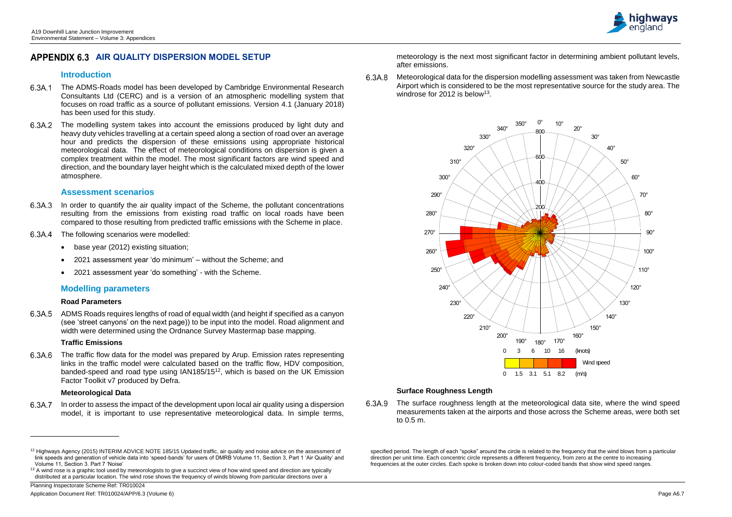# APPENDIX 6.3 AIR QUALITY DISPERSION MODEL SETUP

## Introduction

6.3A.1 The ADMS-Roads model has been developed by Cambridge Environmental Research Consultants Ltd (CERC) and is a version of an atmospheric modelling system that focuses on road traffic as a source of pollutant emissions. Version 4.1 (January 2018) has been used for this study.

6.3A.2 The modelling system takes into account the emissions produced by light duty and heavy duty vehicles travelling at a certain speed along a section of road over an average hour and predicts the dispersion of these emissions using appropriate historical meteorological data. The effect of meteorological conditions on dispersion is given a complex treatment within the model. The most significant factors are wind speed and direction, and the boundary layer height which is the calculated mixed depth of the lower atmosphere.

## Assessment scenarios

6.3A.3 In order to quantify the air quality impact of the Scheme, the pollutant concentrations resulting from the emissions from existing road traffic on local roads have been compared to those resulting from predicted traffic emissions with the Scheme in place.

6.3A.4 The following scenarios were modelled:

- base year (2012) existing situation;
- 2021 assessment year 'do minimum' – without the Scheme; and
- 2021 assessment year 'do something' - with the Scheme.

## Modelling parameters

### Road Parameters

6.3A.5 ADMS Roads requires lengths of road of equal width (and height if specified as a canyon (see 'street canyons' on the next page)) to be input into the model. Road alignment and width were determined using the Ordnance Survey Mastermap base mapping.

### Traffic Emissions

6.3A.6 The traffic flow data for the model was prepared by Arup. Emission rates representing links in the traffic model were calculated based on the traffic flow, HDV composition, banded-speed and road type using IAN185/15[12], which is based on the UK Emission Factor Toolkit v7 produced by Defra.

### Meteorological Data

6.3A.7 In order to assess the impact of the development upon local air quality using a dispersion model, it is important to use representative meteorological data. In simple terms, meteorology is the next most significant factor in determining ambient pollutant levels, after emissions.

6.3A.8 Meteorological data for the dispersion modelling assessment was taken from Newcastle Airport which is considered to be the most representative source for the study area. The windrose for 2012 is below[13].

### Surface Roughness Length

6.3A.9 The surface roughness length at the meteorological data site, where the wind speed measurements taken at the airports and those across the Scheme areas, were both set to 0.5 m.

---

[12] Highways Agency (2015) INTERIM ADVICE NOTE 185/15 Updated traffic, air quality and noise advice on the assessment of link speeds and generation of vehicle data into 'speed-bands' for users of DMRB Volume 11, Section 3, Part 1 'Air Quality' and Volume 11, Section 3. Part 7 'Noise'

[13] A wind rose is a graphic tool used by meteorologists to give a succinct view of how wind speed and direction are typically distributed at a particular location. The wind rose shows the frequency of winds blowing *from* particular directions over a specified period. The length of each "spoke" around the circle is related to the frequency that the wind blows from a particular direction per unit time. Each concentric circle represents a different frequency, from zero at the centre to increasing frequencies at the outer circles. Each spoke is broken down into colour-coded bands that show wind speed ranges.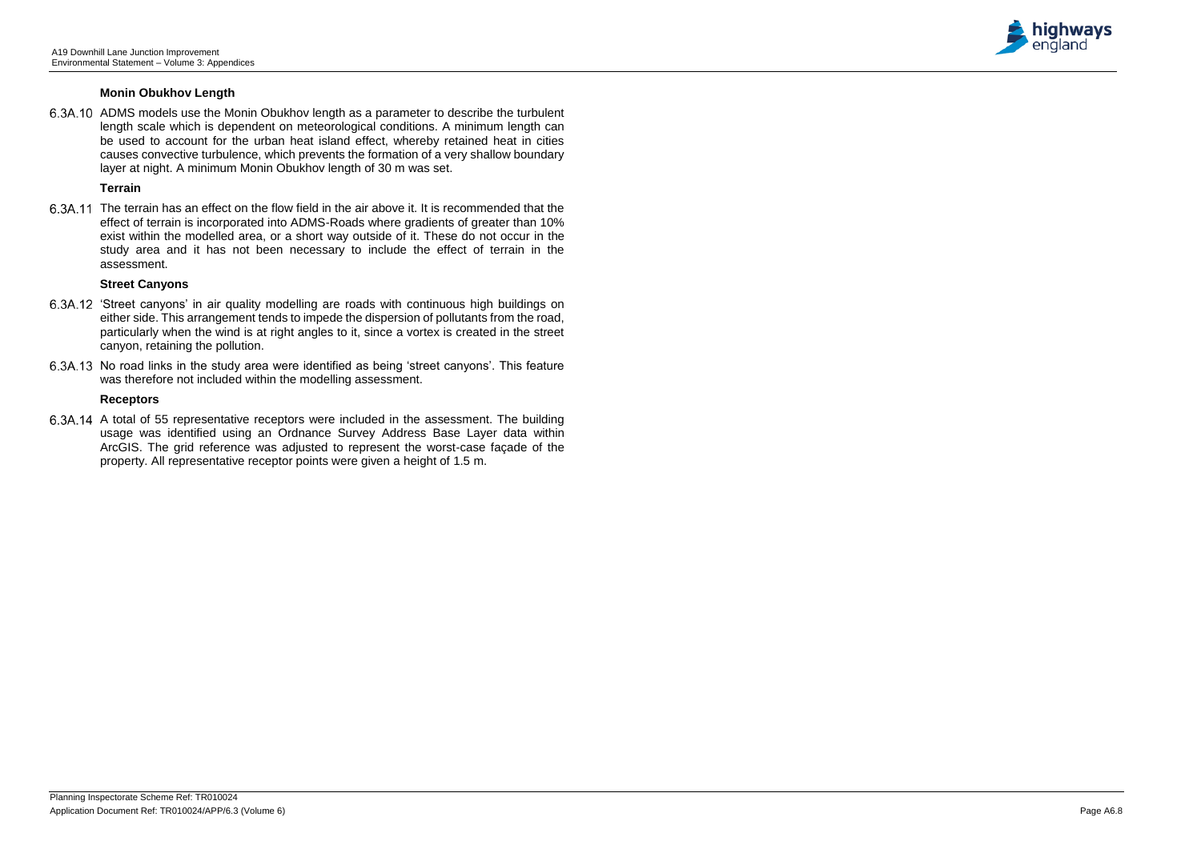### Monin Obukhov Length

6.3A.10 ADMS models use the Monin Obukhov length as a parameter to describe the turbulent length scale which is dependent on meteorological conditions. A minimum length can be used to account for the urban heat island effect, whereby retained heat in cities causes convective turbulence, which prevents the formation of a very shallow boundary layer at night. A minimum Monin Obukhov length of 30 m was set.

### Terrain

6.3A.11 The terrain has an effect on the flow field in the air above it. It is recommended that the effect of terrain is incorporated into ADMS-Roads where gradients of greater than 10% exist within the modelled area, or a short way outside of it. These do not occur in the study area and it has not been necessary to include the effect of terrain in the assessment.

### Street Canyons

6.3A.12 'Street canyons' in air quality modelling are roads with continuous high buildings on either side. This arrangement tends to impede the dispersion of pollutants from the road, particularly when the wind is at right angles to it, since a vortex is created in the street canyon, retaining the pollution.

6.3A.13 No road links in the study area were identified as being 'street canyons'. This feature was therefore not included within the modelling assessment.

### Receptors

6.3A.14 A total of 55 representative receptors were included in the assessment. The building usage was identified using an Ordnance Survey Address Base Layer data within ArcGIS. The grid reference was adjusted to represent the worst-case façade of the property. All representative receptor points were given a height of 1.5 m.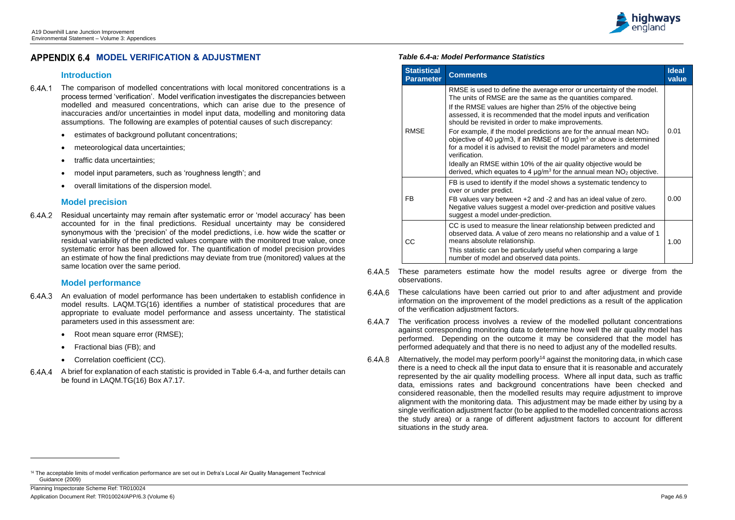# APPENDIX 6.4 MODEL VERIFICATION & ADJUSTMENT

## Introduction

6.4A.1 The comparison of modelled concentrations with local monitored concentrations is a process termed 'verification'. Model verification investigates the discrepancies between modelled and measured concentrations, which can arise due to the presence of inaccuracies and/or uncertainties in model input data, modelling and monitoring data assumptions. The following are examples of potential causes of such discrepancy:

- estimates of background pollutant concentrations;
- meteorological data uncertainties;
- traffic data uncertainties;
- model input parameters, such as 'roughness length'; and
- overall limitations of the dispersion model.

## Model precision

6.4A.2 Residual uncertainty may remain after systematic error or 'model accuracy' has been accounted for in the final predictions. Residual uncertainty may be considered synonymous with the 'precision' of the model predictions, i.e. how wide the scatter or residual variability of the predicted values compare with the monitored true value, once systematic error has been allowed for. The quantification of model precision provides an estimate of how the final predictions may deviate from true (monitored) values at the same location over the same period.

## Model performance

6.4A.3 An evaluation of model performance has been undertaken to establish confidence in model results. LAQM.TG(16) identifies a number of statistical procedures that are appropriate to evaluate model performance and assess uncertainty. The statistical parameters used in this assessment are:

- Root mean square error (RMSE);
- Fractional bias (FB); and
- Correlation coefficient (CC).

6.4A.4 A brief for explanation of each statistic is provided in Table 6.4-a, and further details can be found in LAQM.TG(16) Box A7.17.

*Table 6.4-a: Model Performance Statistics*

| Statistical Parameter | Comments | Ideal value |
|---|---|---|
| RMSE | RMSE is used to define the average error or uncertainty of the model. The units of RMSE are the same as the quantities compared.<br>If the RMSE values are higher than 25% of the objective being assessed, it is recommended that the model inputs and verification should be revisited in order to make improvements.<br>For example, if the model predictions are for the annual mean $NO_2$ objective of 40 µg/m3, if an RMSE of 10 µg/m$^3$ or above is determined for a model it is advised to revisit the model parameters and model verification.<br>Ideally an RMSE within 10% of the air quality objective would be derived, which equates to 4 µg/m$^3$ for the annual mean $NO_2$ objective. | 0.01 |
| FB | FB is used to identify if the model shows a systematic tendency to over or under predict.<br>FB values vary between +2 and -2 and has an ideal value of zero. Negative values suggest a model over-prediction and positive values suggest a model under-prediction. | 0.00 |
| CC | CC is used to measure the linear relationship between predicted and observed data. A value of zero means no relationship and a value of 1 means absolute relationship.<br>This statistic can be particularly useful when comparing a large number of model and observed data points. | 1.00 |

6.4A.5 These parameters estimate how the model results agree or diverge from the observations.

6.4A.6 These calculations have been carried out prior to and after adjustment and provide information on the improvement of the model predictions as a result of the application of the verification adjustment factors.

6.4A.7 The verification process involves a review of the modelled pollutant concentrations against corresponding monitoring data to determine how well the air quality model has performed. Depending on the outcome it may be considered that the model has performed adequately and that there is no need to adjust any of the modelled results.

6.4A.8 Alternatively, the model may perform poorly[14] against the monitoring data, in which case there is a need to check all the input data to ensure that it is reasonable and accurately represented by the air quality modelling process. Where all input data, such as traffic data, emissions rates and background concentrations have been checked and considered reasonable, then the modelled results may require adjustment to improve alignment with the monitoring data. This adjustment may be made either by using by a single verification adjustment factor (to be applied to the modelled concentrations across the study area) or a range of different adjustment factors to account for different situations in the study area.

[14] The acceptable limits of model verification performance are set out in Defra's Local Air Quality Management Technical Guidance (2009)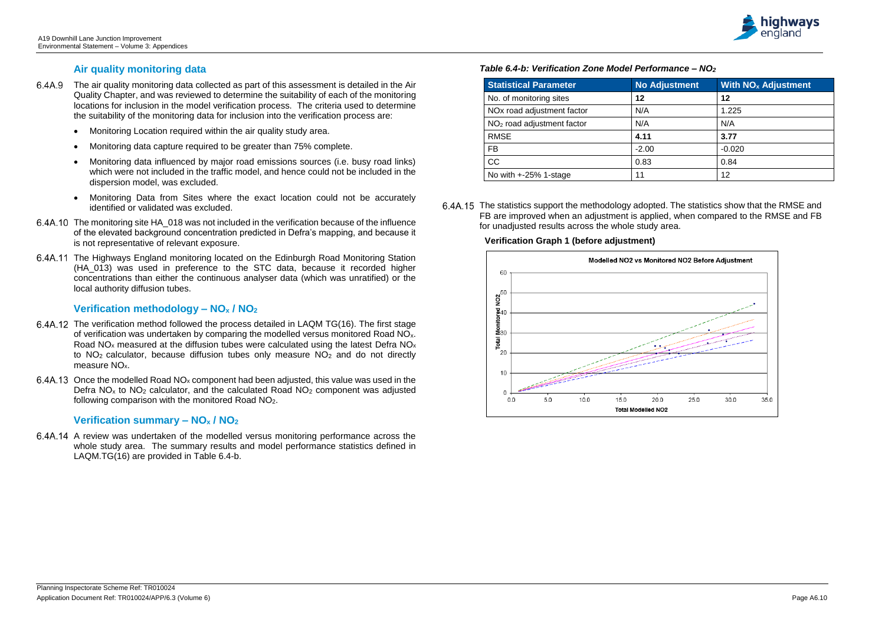## Air quality monitoring data

6.4A.9 The air quality monitoring data collected as part of this assessment is detailed in the Air Quality Chapter, and was reviewed to determine the suitability of each of the monitoring locations for inclusion in the model verification process. The criteria used to determine the suitability of the monitoring data for inclusion into the verification process are:

- Monitoring Location required within the air quality study area.
- Monitoring data capture required to be greater than 75% complete.
- Monitoring data influenced by major road emissions sources (i.e. busy road links) which were not included in the traffic model, and hence could not be included in the dispersion model, was excluded.
- Monitoring Data from Sites where the exact location could not be accurately identified or validated was excluded.

6.4A.10 The monitoring site HA_018 was not included in the verification because of the influence of the elevated background concentration predicted in Defra's mapping, and because it is not representative of relevant exposure.

6.4A.11 The Highways England monitoring located on the Edinburgh Road Monitoring Station (HA_013) was used in preference to the STC data, because it recorded higher concentrations than either the continuous analyser data (which was unratified) or the local authority diffusion tubes.

## Verification methodology – $NO_x$ / $NO_2$

6.4A.12 The verification method followed the process detailed in LAQM TG(16). The first stage of verification was undertaken by comparing the modelled versus monitored Road $NO_x$. Road $NO_x$ measured at the diffusion tubes were calculated using the latest Defra $NO_x$ to $NO_2$ calculator, because diffusion tubes only measure $NO_2$ and do not directly measure $NO_x$.

6.4A.13 Once the modelled Road $NO_x$ component had been adjusted, this value was used in the Defra $NO_x$ to $NO_2$ calculator, and the calculated Road $NO_2$ component was adjusted following comparison with the monitored Road $NO_2$.

## Verification summary – $NO_x$ / $NO_2$

6.4A.14 A review was undertaken of the modelled versus monitoring performance across the whole study area. The summary results and model performance statistics defined in LAQM.TG(16) are provided in Table 6.4-b.

*Table 6.4-b: Verification Zone Model Performance – $NO_2$*

| Statistical Parameter | No Adjustment | With $NO_x$ Adjustment |
|---|---|---|
| No. of monitoring sites | **12** | **12** |
| $NO_x$ road adjustment factor | N/A | 1.225 |
| $NO_2$ road adjustment factor | N/A | N/A |
| RMSE | **4.11** | **3.77** |
| FB | -2.00 | -0.020 |
| CC | 0.83 | 0.84 |
| No with +-25% 1-stage | 11 | 12 |

6.4A.15 The statistics support the methodology adopted. The statistics show that the RMSE and FB are improved when an adjustment is applied, when compared to the RMSE and FB for unadjusted results across the whole study area.

**Verification Graph 1 (before adjustment)**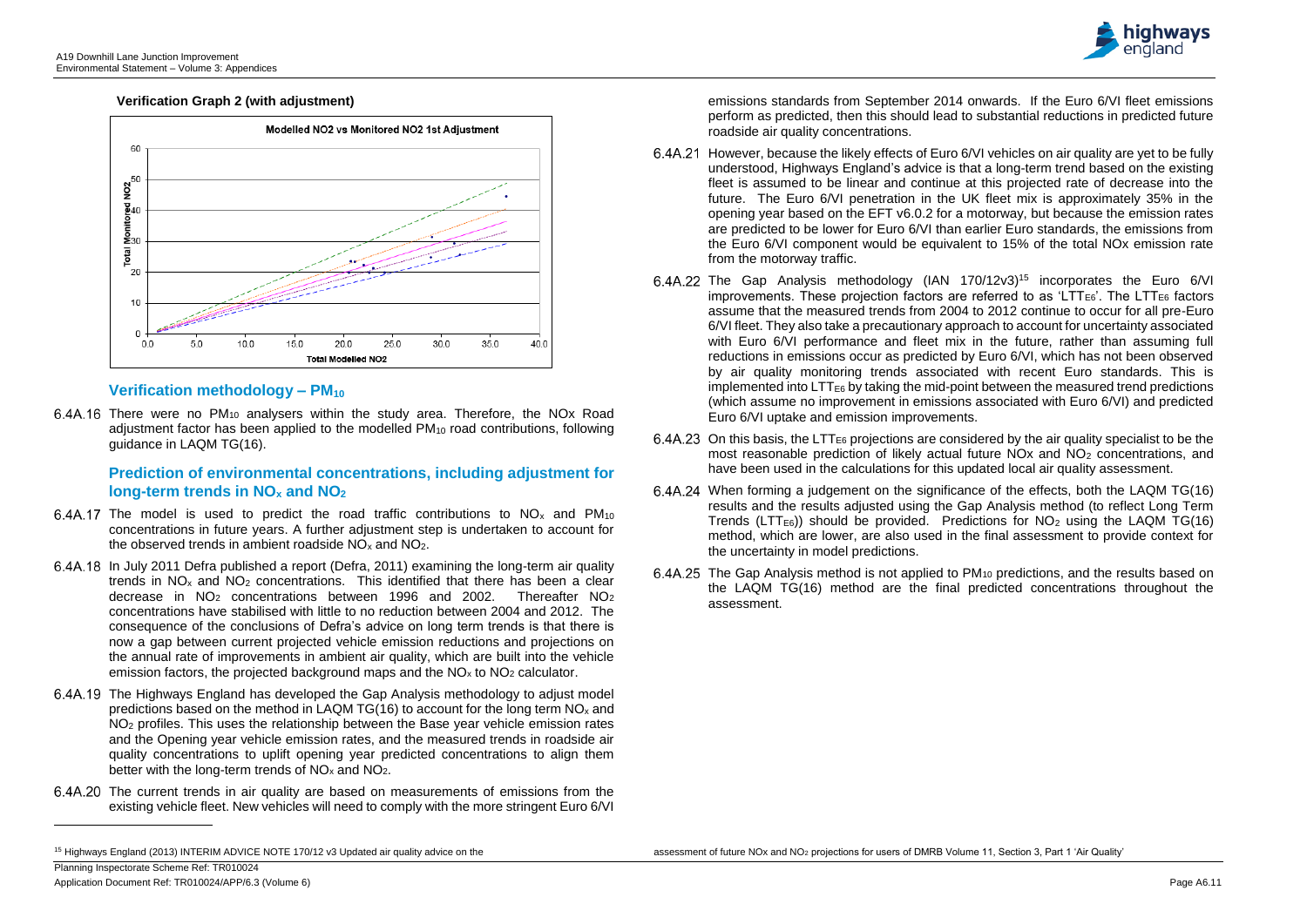**Verification Graph 2 (with adjustment)**

### Verification methodology – $PM_{10}$

6.4A.16 There were no $PM_{10}$ analysers within the study area. Therefore, the NOx Road adjustment factor has been applied to the modelled $PM_{10}$ road contributions, following guidance in LAQM TG(16).

### Prediction of environmental concentrations, including adjustment for long-term trends in $NO_x$ and $NO_2$

6.4A.17 The model is used to predict the road traffic contributions to $NO_x$ and $PM_{10}$ concentrations in future years. A further adjustment step is undertaken to account for the observed trends in ambient roadside $NO_x$ and $NO_2$.

6.4A.18 In July 2011 Defra published a report (Defra, 2011) examining the long-term air quality trends in $NO_x$ and $NO_2$ concentrations. This identified that there has been a clear decrease in $NO_2$ concentrations between 1996 and 2002. Thereafter $NO_2$ concentrations have stabilised with little to no reduction between 2004 and 2012. The consequence of the conclusions of Defra's advice on long term trends is that there is now a gap between current projected vehicle emission reductions and projections on the annual rate of improvements in ambient air quality, which are built into the vehicle emission factors, the projected background maps and the $NO_x$ to $NO_2$ calculator.

6.4A.19 The Highways England has developed the Gap Analysis methodology to adjust model predictions based on the method in LAQM TG(16) to account for the long term $NO_x$ and $NO_2$ profiles. This uses the relationship between the Base year vehicle emission rates and the Opening year vehicle emission rates, and the measured trends in roadside air quality concentrations to uplift opening year predicted concentrations to align them better with the long-term trends of $NO_x$ and $NO_2$.

6.4A.20 The current trends in air quality are based on measurements of emissions from the existing vehicle fleet. New vehicles will need to comply with the more stringent Euro 6/VI emissions standards from September 2014 onwards. If the Euro 6/VI fleet emissions perform as predicted, then this should lead to substantial reductions in predicted future roadside air quality concentrations.

6.4A.21 However, because the likely effects of Euro 6/VI vehicles on air quality are yet to be fully understood, Highways England's advice is that a long-term trend based on the existing fleet is assumed to be linear and continue at this projected rate of decrease into the future. The Euro 6/VI penetration in the UK fleet mix is approximately 35% in the opening year based on the EFT v6.0.2 for a motorway, but because the emission rates are predicted to be lower for Euro 6/VI than earlier Euro standards, the emissions from the Euro 6/VI component would be equivalent to 15% of the total NOx emission rate from the motorway traffic.

6.4A.22 The Gap Analysis methodology (IAN 170/12v3)[15] incorporates the Euro 6/VI improvements. These projection factors are referred to as '$LTT_{E6}$'. The $LTT_{E6}$ factors assume that the measured trends from 2004 to 2012 continue to occur for all pre-Euro 6/VI fleet. They also take a precautionary approach to account for uncertainty associated with Euro 6/VI performance and fleet mix in the future, rather than assuming full reductions in emissions occur as predicted by Euro 6/VI, which has not been observed by air quality monitoring trends associated with recent Euro standards. This is implemented into $LTT_{E6}$ by taking the mid-point between the measured trend predictions (which assume no improvement in emissions associated with Euro 6/VI) and predicted Euro 6/VI uptake and emission improvements.

6.4A.23 On this basis, the $LTT_{E6}$ projections are considered by the air quality specialist to be the most reasonable prediction of likely actual future NOx and $NO_2$ concentrations, and have been used in the calculations for this updated local air quality assessment.

6.4A.24 When forming a judgement on the significance of the effects, both the LAQM TG(16) results and the results adjusted using the Gap Analysis method (to reflect Long Term Trends ($LTT_{E6}$)) should be provided. Predictions for $NO_2$ using the LAQM TG(16) method, which are lower, are also used in the final assessment to provide context for the uncertainty in model predictions.

6.4A.25 The Gap Analysis method is not applied to $PM_{10}$ predictions, and the results based on the LAQM TG(16) method are the final predicted concentrations throughout the assessment.

[15] Highways England (2013) INTERIM ADVICE NOTE 170/12 v3 Updated air quality advice on the assessment of future NOx and $NO_2$ projections for users of DMRB Volume 11, Section 3, Part 1 'Air Quality'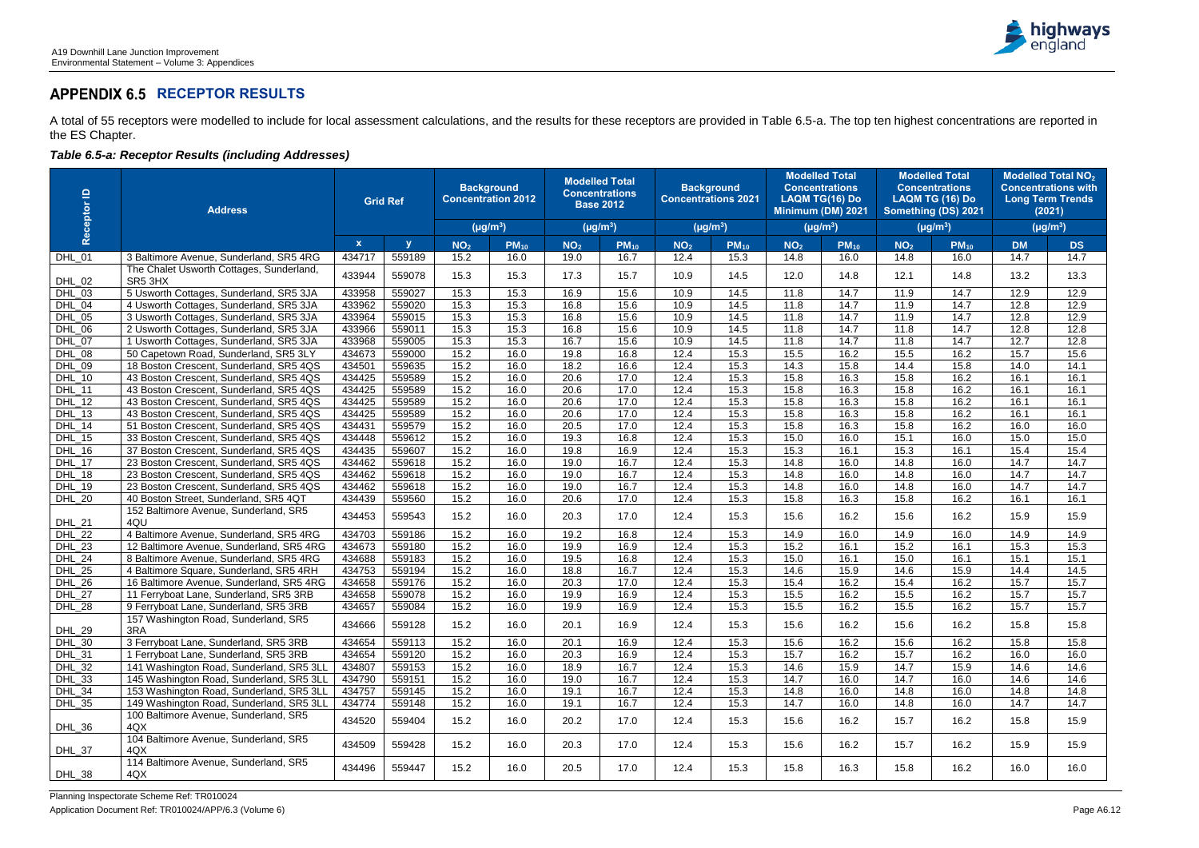## APPENDIX 6.5 RECEPTOR RESULTS

A total of 55 receptors were modelled to include for local assessment calculations, and the results for these receptors are provided in Table 6.5-a. The top ten highest concentrations are reported in the ES Chapter.

### *Table 6.5-a: Receptor Results (including Addresses)*

| Receptor ID | Address | Grid Ref | | Background Concentration 2012 ($\mu g/m^3$) | | Modelled Total Concentrations Base 2012 ($\mu g/m^3$) | | Background Concentrations 2021 ($\mu g/m^3$) | | Modelled Total Concentrations LAQM TG(16) Do Minimum (DM) 2021 ($\mu g/m^3$) | | Modelled Total Concentrations LAQM TG (16) Do Something (DS) 2021 ($\mu g/m^3$) | | Modelled Total $NO_2$ Concentrations with Long Term Trends (2021) ($\mu g/m^3$) | |
|---|---|---|---|---|---|---|---|---|---|---|---|---|---|---|---|
| | | x | y | $NO_2$ | $PM_{10}$ | $NO_2$ | $PM_{10}$ | $NO_2$ | $PM_{10}$ | $NO_2$ | $PM_{10}$ | $NO_2$ | $PM_{10}$ | DM | DS |
| DHL_01 | 3 Baltimore Avenue, Sunderland, SR5 4RG | 434717 | 559189 | 15.2 | 16.0 | 19.0 | 16.7 | 12.4 | 15.3 | 14.8 | 16.0 | 14.8 | 16.0 | 14.7 | 14.7 |
| DHL_02 | The Chalet Usworth Cottages, Sunderland, SR5 3HX | 433944 | 559078 | 15.3 | 15.3 | 17.3 | 15.7 | 10.9 | 14.5 | 12.0 | 14.8 | 12.1 | 14.8 | 13.2 | 13.3 |
| DHL_03 | 5 Usworth Cottages, Sunderland, SR5 3JA | 433958 | 559027 | 15.3 | 15.3 | 16.9 | 15.6 | 10.9 | 14.5 | 11.8 | 14.7 | 11.9 | 14.7 | 12.9 | 12.9 |
| DHL_04 | 4 Usworth Cottages, Sunderland, SR5 3JA | 433962 | 559020 | 15.3 | 15.3 | 16.8 | 15.6 | 10.9 | 14.5 | 11.8 | 14.7 | 11.9 | 14.7 | 12.8 | 12.9 |
| DHL_05 | 3 Usworth Cottages, Sunderland, SR5 3JA | 433964 | 559015 | 15.3 | 15.3 | 16.8 | 15.6 | 10.9 | 14.5 | 11.8 | 14.7 | 11.9 | 14.7 | 12.8 | 12.9 |
| DHL_06 | 2 Usworth Cottages, Sunderland, SR5 3JA | 433966 | 559011 | 15.3 | 15.3 | 16.8 | 15.6 | 10.9 | 14.5 | 11.8 | 14.7 | 11.8 | 14.7 | 12.8 | 12.8 |
| DHL_07 | 1 Usworth Cottages, Sunderland, SR5 3JA | 433968 | 559005 | 15.3 | 15.3 | 16.7 | 15.6 | 10.9 | 14.5 | 11.8 | 14.7 | 11.8 | 14.7 | 12.7 | 12.8 |
| DHL_08 | 50 Capetown Road, Sunderland, SR5 3LY | 434673 | 559000 | 15.2 | 16.0 | 19.8 | 16.8 | 12.4 | 15.3 | 15.5 | 16.2 | 15.5 | 16.2 | 15.7 | 15.6 |
| DHL_09 | 18 Boston Crescent, Sunderland, SR5 4QS | 434501 | 559635 | 15.2 | 16.0 | 18.2 | 16.6 | 12.4 | 15.3 | 14.3 | 15.8 | 14.4 | 15.8 | 14.0 | 14.1 |
| DHL_10 | 43 Boston Crescent, Sunderland, SR5 4QS | 434425 | 559589 | 15.2 | 16.0 | 20.6 | 17.0 | 12.4 | 15.3 | 15.8 | 16.3 | 15.8 | 16.2 | 16.1 | 16.1 |
| DHL_11 | 43 Boston Crescent, Sunderland, SR5 4QS | 434425 | 559589 | 15.2 | 16.0 | 20.6 | 17.0 | 12.4 | 15.3 | 15.8 | 16.3 | 15.8 | 16.2 | 16.1 | 16.1 |
| DHL_12 | 43 Boston Crescent, Sunderland, SR5 4QS | 434425 | 559589 | 15.2 | 16.0 | 20.6 | 17.0 | 12.4 | 15.3 | 15.8 | 16.3 | 15.8 | 16.2 | 16.1 | 16.1 |
| DHL_13 | 43 Boston Crescent, Sunderland, SR5 4QS | 434425 | 559589 | 15.2 | 16.0 | 20.6 | 17.0 | 12.4 | 15.3 | 15.8 | 16.3 | 15.8 | 16.2 | 16.1 | 16.1 |
| DHL_14 | 51 Boston Crescent, Sunderland, SR5 4QS | 434431 | 559579 | 15.2 | 16.0 | 20.5 | 17.0 | 12.4 | 15.3 | 15.8 | 16.3 | 15.8 | 16.2 | 16.0 | 16.0 |
| DHL_15 | 33 Boston Crescent, Sunderland, SR5 4QS | 434448 | 559612 | 15.2 | 16.0 | 19.3 | 16.8 | 12.4 | 15.3 | 15.0 | 16.0 | 15.1 | 16.0 | 15.0 | 15.0 |
| DHL_16 | 37 Boston Crescent, Sunderland, SR5 4QS | 434435 | 559607 | 15.2 | 16.0 | 19.8 | 16.9 | 12.4 | 15.3 | 15.3 | 16.1 | 15.3 | 16.1 | 15.4 | 15.4 |
| DHL_17 | 23 Boston Crescent, Sunderland, SR5 4QS | 434462 | 559618 | 15.2 | 16.0 | 19.0 | 16.7 | 12.4 | 15.3 | 14.8 | 16.0 | 14.8 | 16.0 | 14.7 | 14.7 |
| DHL_18 | 23 Boston Crescent, Sunderland, SR5 4QS | 434462 | 559618 | 15.2 | 16.0 | 19.0 | 16.7 | 12.4 | 15.3 | 14.8 | 16.0 | 14.8 | 16.0 | 14.7 | 14.7 |
| DHL_19 | 23 Boston Crescent, Sunderland, SR5 4QS | 434462 | 559618 | 15.2 | 16.0 | 19.0 | 16.7 | 12.4 | 15.3 | 14.8 | 16.0 | 14.8 | 16.0 | 14.7 | 14.7 |
| DHL_20 | 40 Boston Street, Sunderland, SR5 4QT | 434439 | 559560 | 15.2 | 16.0 | 20.6 | 17.0 | 12.4 | 15.3 | 15.8 | 16.3 | 15.8 | 16.2 | 16.1 | 16.1 |
| DHL_21 | 152 Baltimore Avenue, Sunderland, SR5 4QU | 434453 | 559543 | 15.2 | 16.0 | 20.3 | 17.0 | 12.4 | 15.3 | 15.6 | 16.2 | 15.6 | 16.2 | 15.9 | 15.9 |
| DHL_22 | 4 Baltimore Avenue, Sunderland, SR5 4RG | 434703 | 559186 | 15.2 | 16.0 | 19.2 | 16.8 | 12.4 | 15.3 | 14.9 | 16.0 | 14.9 | 16.0 | 14.9 | 14.9 |
| DHL_23 | 12 Baltimore Avenue, Sunderland, SR5 4RG | 434673 | 559180 | 15.2 | 16.0 | 19.9 | 16.9 | 12.4 | 15.3 | 15.2 | 16.1 | 15.2 | 16.1 | 15.3 | 15.3 |
| DHL_24 | 8 Baltimore Avenue, Sunderland, SR5 4RG | 434688 | 559183 | 15.2 | 16.0 | 19.5 | 16.8 | 12.4 | 15.3 | 15.0 | 16.1 | 15.0 | 16.1 | 15.1 | 15.1 |
| DHL_25 | 4 Baltimore Square, Sunderland, SR5 4RH | 434753 | 559194 | 15.2 | 16.0 | 18.8 | 16.7 | 12.4 | 15.3 | 14.6 | 15.9 | 14.6 | 15.9 | 14.4 | 14.5 |
| DHL_26 | 16 Baltimore Avenue, Sunderland, SR5 4RG | 434658 | 559176 | 15.2 | 16.0 | 20.3 | 17.0 | 12.4 | 15.3 | 15.4 | 16.2 | 15.4 | 16.2 | 15.7 | 15.7 |
| DHL_27 | 11 Ferryboat Lane, Sunderland, SR5 3RB | 434658 | 559078 | 15.2 | 16.0 | 19.9 | 16.9 | 12.4 | 15.3 | 15.5 | 16.2 | 15.5 | 16.2 | 15.7 | 15.7 |
| DHL_28 | 9 Ferryboat Lane, Sunderland, SR5 3RB | 434657 | 559084 | 15.2 | 16.0 | 19.9 | 16.9 | 12.4 | 15.3 | 15.5 | 16.2 | 15.5 | 16.2 | 15.7 | 15.7 |
| DHL_29 | 157 Washington Road, Sunderland, SR5 3RA | 434666 | 559128 | 15.2 | 16.0 | 20.1 | 16.9 | 12.4 | 15.3 | 15.6 | 16.2 | 15.6 | 16.2 | 15.8 | 15.8 |
| DHL_30 | 3 Ferryboat Lane, Sunderland, SR5 3RB | 434654 | 559113 | 15.2 | 16.0 | 20.1 | 16.9 | 12.4 | 15.3 | 15.6 | 16.2 | 15.6 | 16.2 | 15.8 | 15.8 |
| DHL_31 | 1 Ferryboat Lane, Sunderland, SR5 3RB | 434654 | 559120 | 15.2 | 16.0 | 20.3 | 16.9 | 12.4 | 15.3 | 15.7 | 16.2 | 15.7 | 16.2 | 16.0 | 16.0 |
| DHL_32 | 141 Washington Road, Sunderland, SR5 3LL | 434807 | 559153 | 15.2 | 16.0 | 18.9 | 16.7 | 12.4 | 15.3 | 14.6 | 15.9 | 14.7 | 15.9 | 14.6 | 14.6 |
| DHL_33 | 145 Washington Road, Sunderland, SR5 3LL | 434790 | 559151 | 15.2 | 16.0 | 19.0 | 16.7 | 12.4 | 15.3 | 14.7 | 16.0 | 14.7 | 16.0 | 14.6 | 14.6 |
| DHL_34 | 153 Washington Road, Sunderland, SR5 3LL | 434757 | 559145 | 15.2 | 16.0 | 19.1 | 16.7 | 12.4 | 15.3 | 14.8 | 16.0 | 14.8 | 16.0 | 14.8 | 14.8 |
| DHL_35 | 149 Washington Road, Sunderland, SR5 3LL | 434774 | 559148 | 15.2 | 16.0 | 19.1 | 16.7 | 12.4 | 15.3 | 14.7 | 16.0 | 14.8 | 16.0 | 14.7 | 14.7 |
| DHL_36 | 100 Baltimore Avenue, Sunderland, SR5 4QX | 434520 | 559404 | 15.2 | 16.0 | 20.2 | 17.0 | 12.4 | 15.3 | 15.6 | 16.2 | 15.7 | 16.2 | 15.8 | 15.9 |
| DHL_37 | 104 Baltimore Avenue, Sunderland, SR5 4QX | 434509 | 559428 | 15.2 | 16.0 | 20.3 | 17.0 | 12.4 | 15.3 | 15.6 | 16.2 | 15.7 | 16.2 | 15.9 | 15.9 |
| DHL_38 | 114 Baltimore Avenue, Sunderland, SR5 4QX | 434496 | 559447 | 15.2 | 16.0 | 20.5 | 17.0 | 12.4 | 15.3 | 15.8 | 16.3 | 15.8 | 16.2 | 16.0 | 16.0 |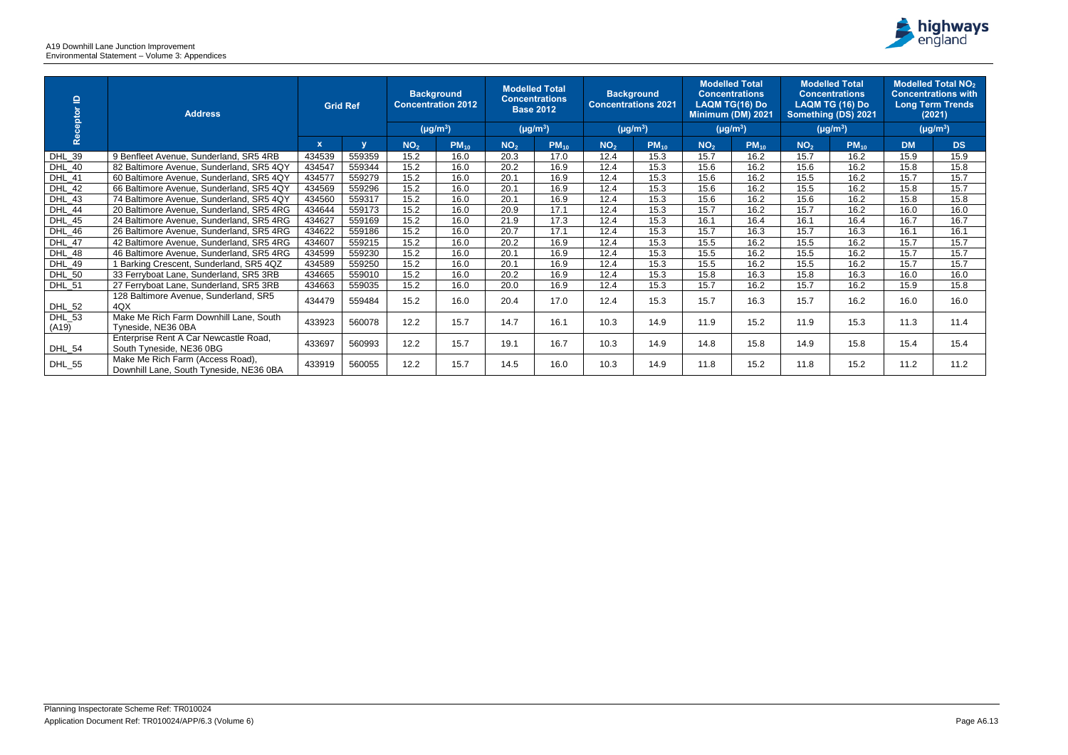| Receptor ID | Address | Grid Ref | | Background Concentration 2012 | | Modelled Total Concentrations Base 2012 | | Background Concentrations 2021 | | Modelled Total Concentrations LAQM TG(16) Do Minimum (DM) 2021 | | Modelled Total Concentrations LAQM TG (16) Do Something (DS) 2021 | | Modelled Total $NO_2$ Concentrations with Long Term Trends (2021) | |
|---|---|---|---|---|---|---|---|---|---|---|---|---|---|---|---|
| | | | | (µg/m$^3$) | | (µg/m$^3$) | | (µg/m$^3$) | | (µg/m$^3$) | | (µg/m$^3$) | | (µg/m$^3$) | |
| | | x | y | $NO_2$ | $PM_{10}$ | $NO_2$ | $PM_{10}$ | $NO_2$ | $PM_{10}$ | $NO_2$ | $PM_{10}$ | $NO_2$ | $PM_{10}$ | DM | DS |
| DHL_39 | 9 Benfleet Avenue, Sunderland, SR5 4RB | 434539 | 559359 | 15.2 | 16.0 | 20.3 | 17.0 | 12.4 | 15.3 | 15.7 | 16.2 | 15.7 | 16.2 | 15.9 | 15.9 |
| DHL_40 | 82 Baltimore Avenue, Sunderland, SR5 4QY | 434547 | 559344 | 15.2 | 16.0 | 20.2 | 16.9 | 12.4 | 15.3 | 15.6 | 16.2 | 15.6 | 16.2 | 15.8 | 15.8 |
| DHL_41 | 60 Baltimore Avenue, Sunderland, SR5 4QY | 434577 | 559279 | 15.2 | 16.0 | 20.1 | 16.9 | 12.4 | 15.3 | 15.6 | 16.2 | 15.5 | 16.2 | 15.7 | 15.7 |
| DHL_42 | 66 Baltimore Avenue, Sunderland, SR5 4QY | 434569 | 559296 | 15.2 | 16.0 | 20.1 | 16.9 | 12.4 | 15.3 | 15.6 | 16.2 | 15.5 | 16.2 | 15.8 | 15.7 |
| DHL_43 | 74 Baltimore Avenue, Sunderland, SR5 4QY | 434560 | 559317 | 15.2 | 16.0 | 20.1 | 16.9 | 12.4 | 15.3 | 15.6 | 16.2 | 15.6 | 16.2 | 15.8 | 15.8 |
| DHL_44 | 20 Baltimore Avenue, Sunderland, SR5 4RG | 434644 | 559173 | 15.2 | 16.0 | 20.9 | 17.1 | 12.4 | 15.3 | 15.7 | 16.2 | 15.7 | 16.2 | 16.0 | 16.0 |
| DHL_45 | 24 Baltimore Avenue, Sunderland, SR5 4RG | 434627 | 559169 | 15.2 | 16.0 | 21.9 | 17.3 | 12.4 | 15.3 | 16.1 | 16.4 | 16.1 | 16.4 | 16.7 | 16.7 |
| DHL_46 | 26 Baltimore Avenue, Sunderland, SR5 4RG | 434622 | 559186 | 15.2 | 16.0 | 20.7 | 17.1 | 12.4 | 15.3 | 15.7 | 16.3 | 15.7 | 16.3 | 16.1 | 16.1 |
| DHL_47 | 42 Baltimore Avenue, Sunderland, SR5 4RG | 434607 | 559215 | 15.2 | 16.0 | 20.2 | 16.9 | 12.4 | 15.3 | 15.5 | 16.2 | 15.5 | 16.2 | 15.7 | 15.7 |
| DHL_48 | 46 Baltimore Avenue, Sunderland, SR5 4RG | 434599 | 559230 | 15.2 | 16.0 | 20.1 | 16.9 | 12.4 | 15.3 | 15.5 | 16.2 | 15.5 | 16.2 | 15.7 | 15.7 |
| DHL_49 | 1 Barking Crescent, Sunderland, SR5 4QZ | 434589 | 559250 | 15.2 | 16.0 | 20.1 | 16.9 | 12.4 | 15.3 | 15.5 | 16.2 | 15.5 | 16.2 | 15.7 | 15.7 |
| DHL_50 | 33 Ferryboat Lane, Sunderland, SR5 3RB | 434665 | 559010 | 15.2 | 16.0 | 20.2 | 16.9 | 12.4 | 15.3 | 15.8 | 16.3 | 15.8 | 16.3 | 16.0 | 16.0 |
| DHL_51 | 27 Ferryboat Lane, Sunderland, SR5 3RB | 434663 | 559035 | 15.2 | 16.0 | 20.0 | 16.9 | 12.4 | 15.3 | 15.7 | 16.2 | 15.7 | 16.2 | 15.9 | 15.8 |
| DHL_52 | 128 Baltimore Avenue, Sunderland, SR5 4QX | 434479 | 559484 | 15.2 | 16.0 | 20.4 | 17.0 | 12.4 | 15.3 | 15.7 | 16.3 | 15.7 | 16.2 | 16.0 | 16.0 |
| DHL_53 (A19) | Make Me Rich Farm Downhill Lane, South Tyneside, NE36 0BA | 433923 | 560078 | 12.2 | 15.7 | 14.7 | 16.1 | 10.3 | 14.9 | 11.9 | 15.2 | 11.9 | 15.3 | 11.3 | 11.4 |
| DHL_54 | Enterprise Rent A Car Newcastle Road, South Tyneside, NE36 0BG | 433697 | 560993 | 12.2 | 15.7 | 19.1 | 16.7 | 10.3 | 14.9 | 14.8 | 15.8 | 14.9 | 15.8 | 15.4 | 15.4 |
| DHL_55 | Make Me Rich Farm (Access Road), Downhill Lane, South Tyneside, NE36 0BA | 433919 | 560055 | 12.2 | 15.7 | 14.5 | 16.0 | 10.3 | 14.9 | 11.8 | 15.2 | 11.8 | 15.2 | 11.2 | 11.2 |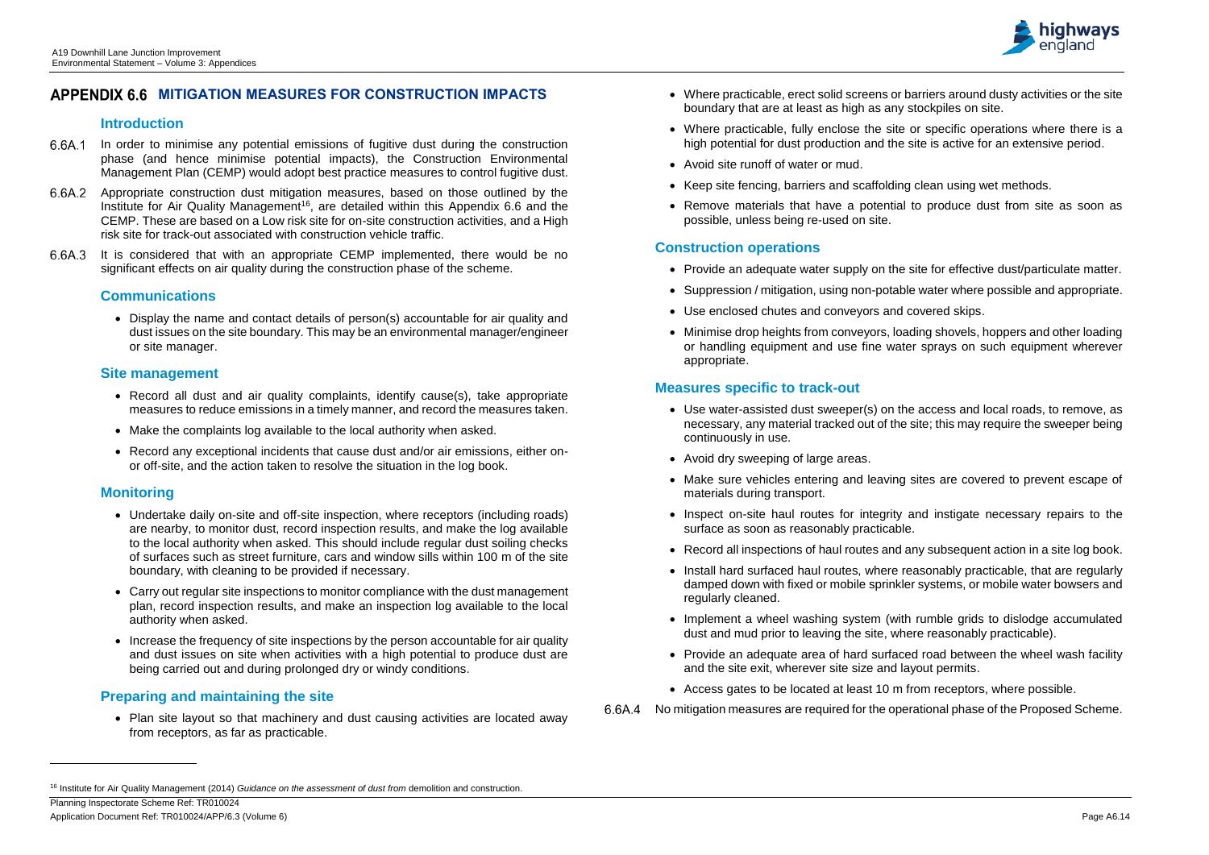## APPENDIX 6.6 MITIGATION MEASURES FOR CONSTRUCTION IMPACTS

### Introduction

6.6A.1 In order to minimise any potential emissions of fugitive dust during the construction phase (and hence minimise potential impacts), the Construction Environmental Management Plan (CEMP) would adopt best practice measures to control fugitive dust.

6.6A.2 Appropriate construction dust mitigation measures, based on those outlined by the Institute for Air Quality Management[16], are detailed within this Appendix 6.6 and the CEMP. These are based on a Low risk site for on-site construction activities, and a High risk site for track-out associated with construction vehicle traffic.

6.6A.3 It is considered that with an appropriate CEMP implemented, there would be no significant effects on air quality during the construction phase of the scheme.

### Communications

- Display the name and contact details of person(s) accountable for air quality and dust issues on the site boundary. This may be an environmental manager/engineer or site manager.

### Site management

- Record all dust and air quality complaints, identify cause(s), take appropriate measures to reduce emissions in a timely manner, and record the measures taken.
- Make the complaints log available to the local authority when asked.
- Record any exceptional incidents that cause dust and/or air emissions, either on- or off-site, and the action taken to resolve the situation in the log book.

### Monitoring

- Undertake daily on-site and off-site inspection, where receptors (including roads) are nearby, to monitor dust, record inspection results, and make the log available to the local authority when asked. This should include regular dust soiling checks of surfaces such as street furniture, cars and window sills within 100 m of the site boundary, with cleaning to be provided if necessary.
- Carry out regular site inspections to monitor compliance with the dust management plan, record inspection results, and make an inspection log available to the local authority when asked.
- Increase the frequency of site inspections by the person accountable for air quality and dust issues on site when activities with a high potential to produce dust are being carried out and during prolonged dry or windy conditions.

### Preparing and maintaining the site

- Plan site layout so that machinery and dust causing activities are located away from receptors, as far as practicable.
- Where practicable, erect solid screens or barriers around dusty activities or the site boundary that are at least as high as any stockpiles on site.
- Where practicable, fully enclose the site or specific operations where there is a high potential for dust production and the site is active for an extensive period.
- Avoid site runoff of water or mud.
- Keep site fencing, barriers and scaffolding clean using wet methods.
- Remove materials that have a potential to produce dust from site as soon as possible, unless being re-used on site.

### Construction operations

- Provide an adequate water supply on the site for effective dust/particulate matter.
- Suppression / mitigation, using non-potable water where possible and appropriate.
- Use enclosed chutes and conveyors and covered skips.
- Minimise drop heights from conveyors, loading shovels, hoppers and other loading or handling equipment and use fine water sprays on such equipment wherever appropriate.

### Measures specific to track-out

- Use water-assisted dust sweeper(s) on the access and local roads, to remove, as necessary, any material tracked out of the site; this may require the sweeper being continuously in use.
- Avoid dry sweeping of large areas.
- Make sure vehicles entering and leaving sites are covered to prevent escape of materials during transport.
- Inspect on-site haul routes for integrity and instigate necessary repairs to the surface as soon as reasonably practicable.
- Record all inspections of haul routes and any subsequent action in a site log book.
- Install hard surfaced haul routes, where reasonably practicable, that are regularly damped down with fixed or mobile sprinkler systems, or mobile water bowsers and regularly cleaned.
- Implement a wheel washing system (with rumble grids to dislodge accumulated dust and mud prior to leaving the site, where reasonably practicable).
- Provide an adequate area of hard surfaced road between the wheel wash facility and the site exit, wherever site size and layout permits.
- Access gates to be located at least 10 m from receptors, where possible.

6.6A.4 No mitigation measures are required for the operational phase of the Proposed Scheme.

---

[16] Institute for Air Quality Management (2014) *Guidance on the assessment of dust from* demolition and construction.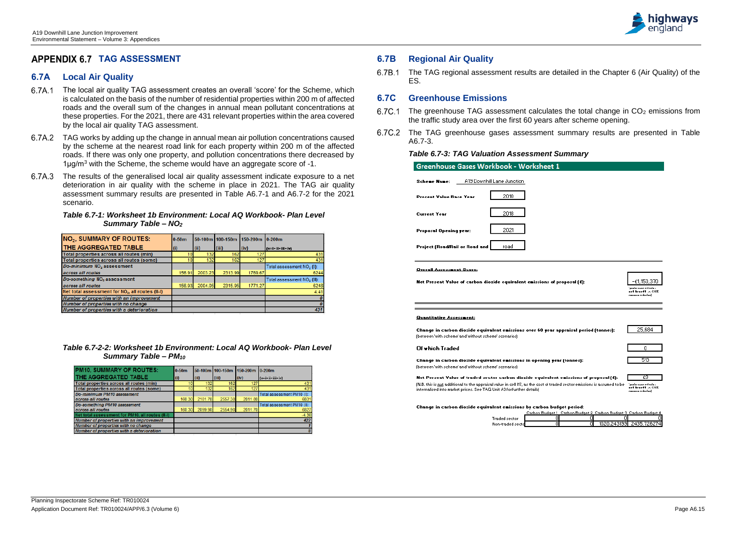# APPENDIX 6.7 TAG ASSESSMENT

## 6.7A Local Air Quality

6.7A.1 The local air quality TAG assessment creates an overall 'score' for the Scheme, which is calculated on the basis of the number of residential properties within 200 m of affected roads and the overall sum of the changes in annual mean pollutant concentrations at these properties. For the 2021, there are 431 relevant properties within the area covered by the local air quality TAG assessment.

6.7A.2 TAG works by adding up the change in annual mean air pollution concentrations caused by the scheme at the nearest road link for each property within 200 m of the affected roads. If there was only one property, and pollution concentrations there decreased by 1µg/m$^3$ with the Scheme, the scheme would have an aggregate score of -1.

6.7A.3 The results of the generalised local air quality assessment indicate exposure to a net deterioration in air quality with the scheme in place in 2021. The TAG air quality assessment summary results are presented in Table A6.7-1 and A6.7-2 for the 2021 scenario.

***Table 6.7-1: Worksheet 1b Environment: Local AQ Workbook- Plan Level Summary Table – $NO_2$***

| $NO_2$, SUMMARY OF ROUTES: THE AGGREGATED TABLE | 0-50m (i) | 50-100m (ii) | 100-150m (iii) | 150-200m (iv) | 0-200m (v=i+ii+iii+iv) |
|---|---|---|---|---|---|
| Total properties across all routes (min) | 10 | 132 | 162 | 127 | 431 |
| Total properties across all routes (some) | 10 | 132 | 162 | 127 | 431 |
| Do-minimum $NO_2$ assessment across all routes | 156.91 | 2003.23 | 2313.99 | 1769.67 | Total assessment $NO_2$ (I): 6244 |
| Do-something $NO_2$ assessment across all routes | 156.93 | 2004.05 | 2315.95 | 1771.27 | Total assessment $NO_2$ (II): 6248 |
| Net total assessment for $NO_2$, all routes (II-I) | | | | | 4.41 |
| Number of properties with an improvement | | | | | 0 |
| Number of properties with no change | | | | | 0 |
| Number of properties with a deterioration | | | | | 431 |

***Table 6.7-2-2: Worksheet 1b Environment: Local AQ Workbook- Plan Level Summary Table – $PM_{10}$***

| PM10, SUMMARY OF ROUTES: THE AGGREGATED TABLE | 0-50m (i) | 50-100m (ii) | 100-150m (iii) | 150-200m (iv) | 0-200m (v=i+ii+iii+iv) |
|---|---|---|---|---|---|
| Total properties across all routes (min) | 10 | 132 | 162 | 127 | 431 |
| Total properties across all routes (some) | 10 | 132 | 162 | 127 | 431 |
| Do-minimum PM10 assessment across all routes | 160.30 | 2101.70 | 2557.30 | 2011.80 | Total assessment PM10 (I): 6831 |
| Do-something PM10 assessment across all routes | 160.30 | 2099.90 | 2554.90 | 2011.70 | Total assessment PM10 (II): 6827 |
| Net total assessment for PM10, all routes (II-I) | | | | | -4.30 |
| Number of properties with an improvement | | | | | 422 |
| Number of properties with no change | | | | | 1 |
| Number of properties with a deterioration | | | | | 8 |

## 6.7B Regional Air Quality

6.7B.1 The TAG regional assessment results are detailed in the Chapter 6 (Air Quality) of the ES.

## 6.7C Greenhouse Emissions

6.7C.1 The greenhouse TAG assessment calculates the total change in $CO_2$ emissions from the traffic study area over the first 60 years after scheme opening.

6.7C.2 The TAG greenhouse gases assessment summary results are presented in Table A6.7-3.

***Table 6.7-3: TAG Valuation Assessment Summary***

**Greenhouse Gases Workbook - Worksheet 1**

| | |
|---|---|
| Scheme Name: | A19 Downhill Lane Junction |
| Present Value Base Year | 2010 |
| Current Year | 2018 |
| Proposal Opening year: | 2021 |
| Project (Road/Rail or Road and | road |

**Overall Assessment Score:**

| | |
|---|---|
| Net Present Value of carbon dioxide equivalent emissions of proposal (£): | -£1,150,370 |

**Quantitative Assessment:**

| | |
|---|---|
| Change in carbon dioxide equivalent emissions over 60 year appraisal period (tonnes): (between 'with scheme' and 'without scheme' scenarios) | 25,684 |
| Of which Traded | 0 |
| Change in carbon dioxide equivalent emissions in opening year (tonnes): (between 'with scheme' and 'without scheme' scenarios) | 513 |
| Net Present Value of traded sector carbon dioxide equivalent emissions of proposal (£): | £0 |

(N.B. this is not additional to the appraisal value in cell I17, as the cost of traded sector emissions is assumed to be internalised into market prices. See TAG Unit A3 for further details)

**Change in carbon dioxide equivalent emissions by carbon budget period:**

| | Carbon Budget 1 | Carbon Budget 2 | Carbon Budget 3 | Carbon Budget 4 |
|---|---|---|---|---|
| Traded sector | 0 | 0 | 0 | 0 |
| Non-traded sector | 0 | 0 | 1020.243199 | 2435.726274 |